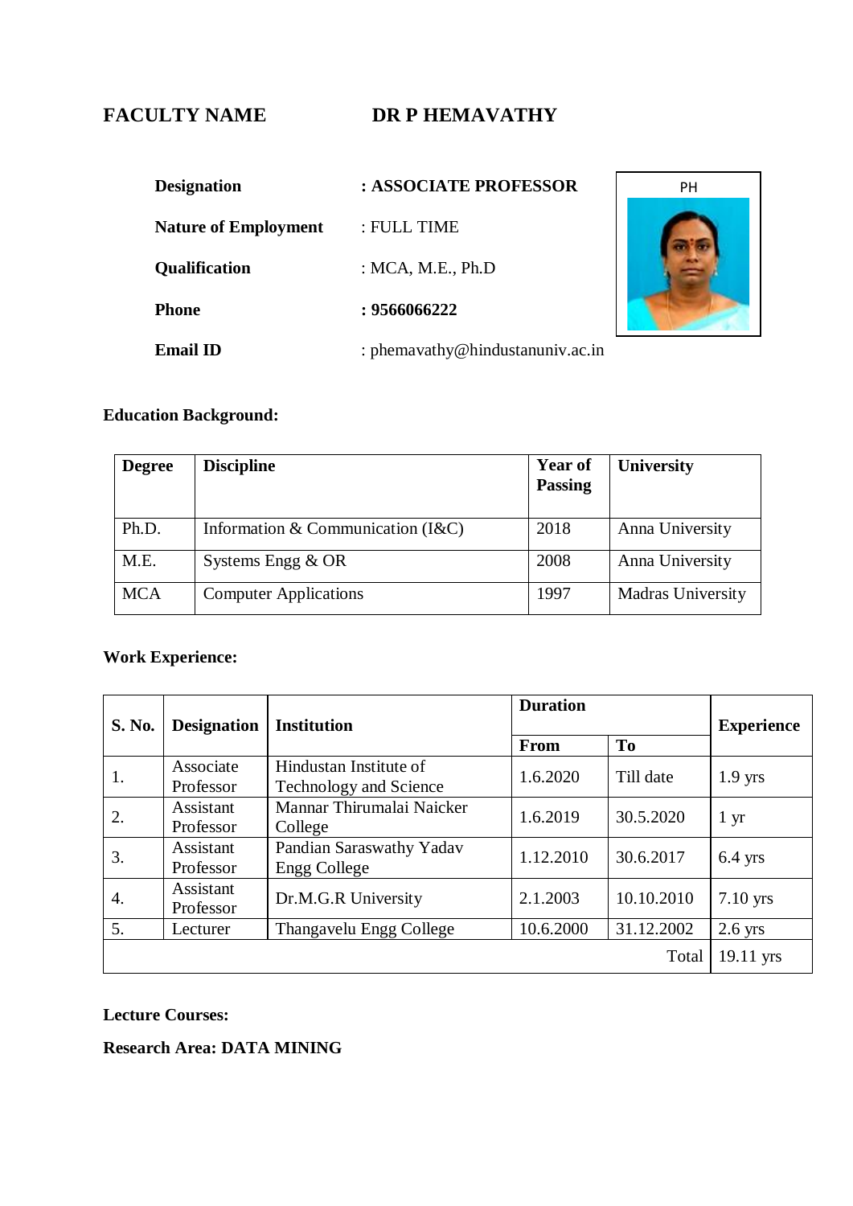**FACULTY NAME** **DR P HEMAVATHY**

**Designation** : **ASSOCIATE PROFESSOR**

**Nature of Employment** : FULL TIME

**Qualification** : MCA, M.E., Ph.D

**Phone** : **9566066222**

**Email ID** : phemavathy@hindustanuniv.ac.in

PH

**Education Background:**

| **Degree** | **Discipline** | **Year of Passing** | **University** |
|---|---|---|---|
| Ph.D. | Information & Communication (I&C) | 2018 | Anna University |
| M.E. | Systems Engg & OR | 2008 | Anna University |
| MCA | Computer Applications | 1997 | Madras University |

**Work Experience:**

| **S. No.** | **Designation** | **Institution** | **Duration** | | **Experience** |
|---|---|---|---|---|---|
| | | | **From** | **To** | |
| 1. | Associate Professor | Hindustan Institute of Technology and Science | 1.6.2020 | Till date | 1.9 yrs |
| 2. | Assistant Professor | Mannar Thirumalai Naicker College | 1.6.2019 | 30.5.2020 | 1 yr |
| 3. | Assistant Professor | Pandian Saraswathy Yadav Engg College | 1.12.2010 | 30.6.2017 | 6.4 yrs |
| 4. | Assistant Professor | Dr.M.G.R University | 2.1.2003 | 10.10.2010 | 7.10 yrs |
| 5. | Lecturer | Thangavelu Engg College | 10.6.2000 | 31.12.2002 | 2.6 yrs |
| | | | | Total | 19.11 yrs |

**Lecture Courses:**

**Research Area: DATA MINING**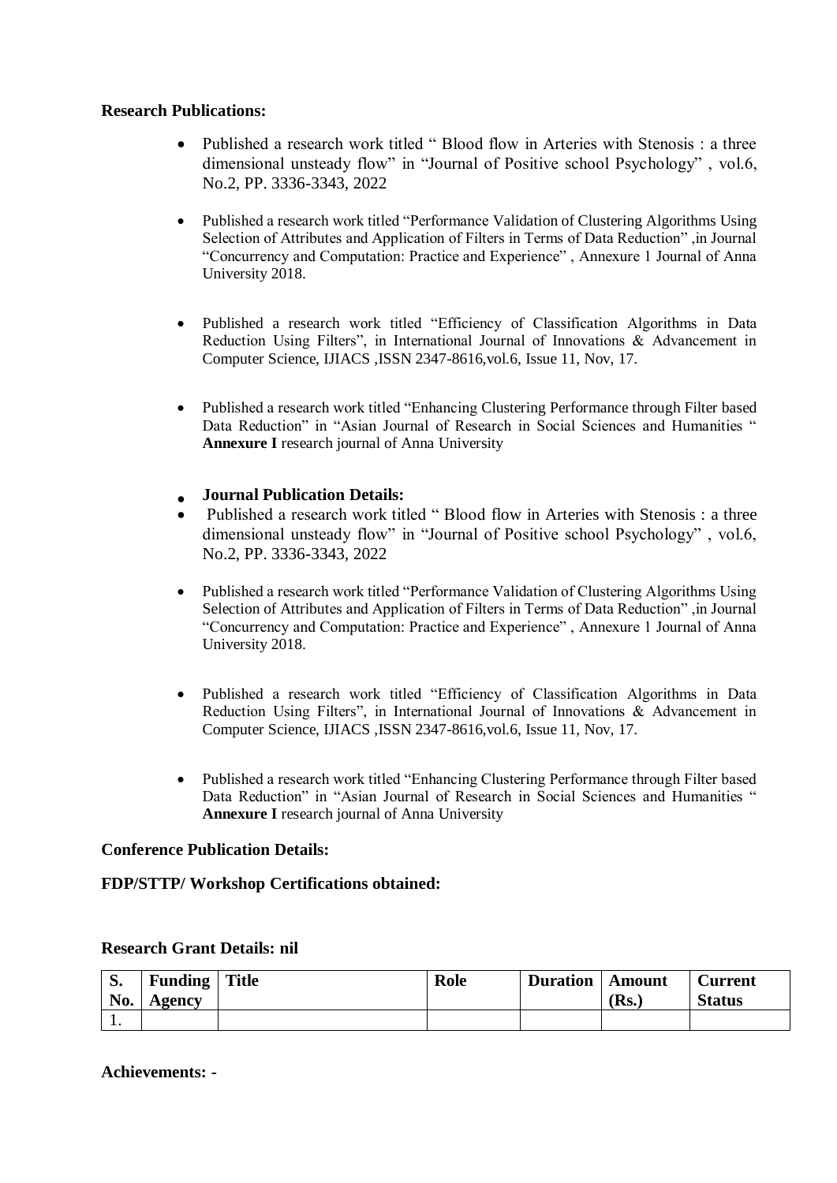**Research Publications:**

- Published a research work titled " Blood flow in Arteries with Stenosis : a three dimensional unsteady flow" in "Journal of Positive school Psychology" , vol.6, No.2, PP. 3336-3343, 2022

- Published a research work titled "Performance Validation of Clustering Algorithms Using Selection of Attributes and Application of Filters in Terms of Data Reduction" ,in Journal "Concurrency and Computation: Practice and Experience" , Annexure 1 Journal of Anna University 2018.

- Published a research work titled "Efficiency of Classification Algorithms in Data Reduction Using Filters", in International Journal of Innovations & Advancement in Computer Science, IJIACS ,ISSN 2347-8616,vol.6, Issue 11, Nov, 17.

- Published a research work titled "Enhancing Clustering Performance through Filter based Data Reduction" in "Asian Journal of Research in Social Sciences and Humanities " **Annexure I** research journal of Anna University

- **Journal Publication Details:**
- Published a research work titled " Blood flow in Arteries with Stenosis : a three dimensional unsteady flow" in "Journal of Positive school Psychology" , vol.6, No.2, PP. 3336-3343, 2022

- Published a research work titled "Performance Validation of Clustering Algorithms Using Selection of Attributes and Application of Filters in Terms of Data Reduction" ,in Journal "Concurrency and Computation: Practice and Experience" , Annexure 1 Journal of Anna University 2018.

- Published a research work titled "Efficiency of Classification Algorithms in Data Reduction Using Filters", in International Journal of Innovations & Advancement in Computer Science, IJIACS ,ISSN 2347-8616,vol.6, Issue 11, Nov, 17.

- Published a research work titled "Enhancing Clustering Performance through Filter based Data Reduction" in "Asian Journal of Research in Social Sciences and Humanities " **Annexure I** research journal of Anna University

**Conference Publication Details:**

**FDP/STTP/ Workshop Certifications obtained:**

**Research Grant Details: nil**

| S. No. | Funding Agency | Title | Role | Duration | Amount (Rs.) | Current Status |
|---|---|---|---|---|---|---|
| 1. | | | | | | |

**Achievements: -**